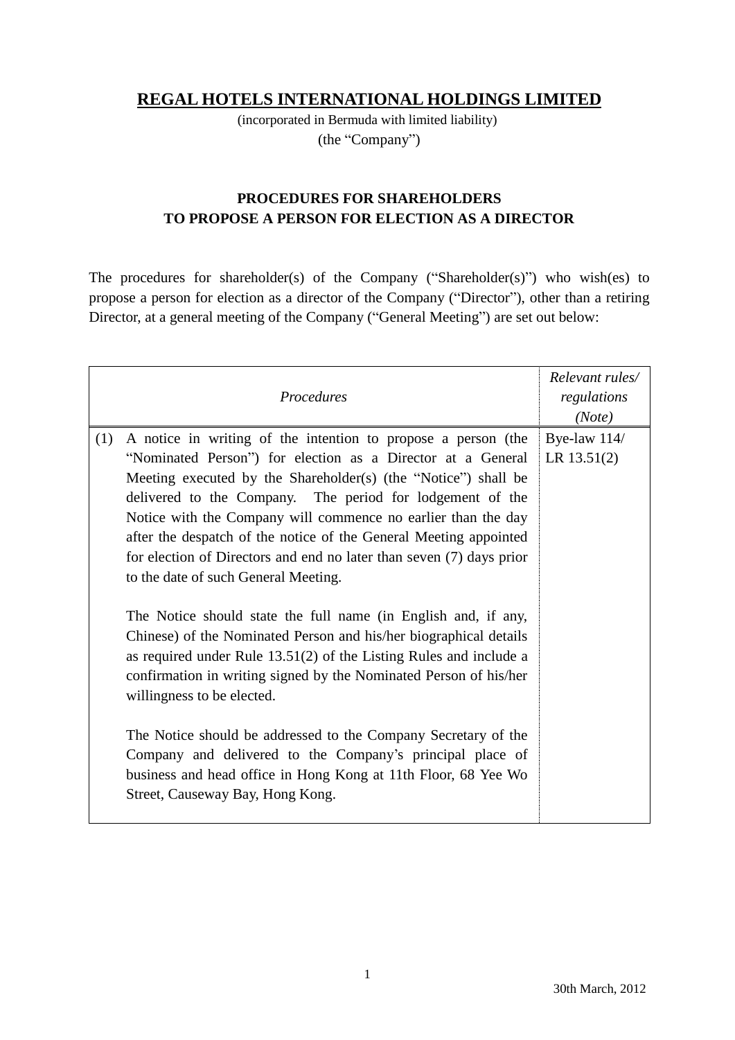# REGAL HOTELS INTERNATIONAL HOLDINGS LIMITED

(incorporated in Bermuda with limited liability)
(the "Company")

## PROCEDURES FOR SHAREHOLDERS TO PROPOSE A PERSON FOR ELECTION AS A DIRECTOR

The procedures for shareholder(s) of the Company ("Shareholder(s)") who wish(es) to propose a person for election as a director of the Company ("Director"), other than a retiring Director, at a general meeting of the Company ("General Meeting") are set out below:

| | *Procedures* | *Relevant rules/ regulations (Note)* |
|---|---|---|
| (1) | A notice in writing of the intention to propose a person (the "Nominated Person") for election as a Director at a General Meeting executed by the Shareholder(s) (the "Notice") shall be delivered to the Company. The period for lodgement of the Notice with the Company will commence no earlier than the day after the despatch of the notice of the General Meeting appointed for election of Directors and end no later than seven (7) days prior to the date of such General Meeting.<br><br>The Notice should state the full name (in English and, if any, Chinese) of the Nominated Person and his/her biographical details as required under Rule 13.51(2) of the Listing Rules and include a confirmation in writing signed by the Nominated Person of his/her willingness to be elected.<br><br>The Notice should be addressed to the Company Secretary of the Company and delivered to the Company's principal place of business and head office in Hong Kong at 11th Floor, 68 Yee Wo Street, Causeway Bay, Hong Kong. | Bye-law 114/ LR 13.51(2) |

30th March, 2012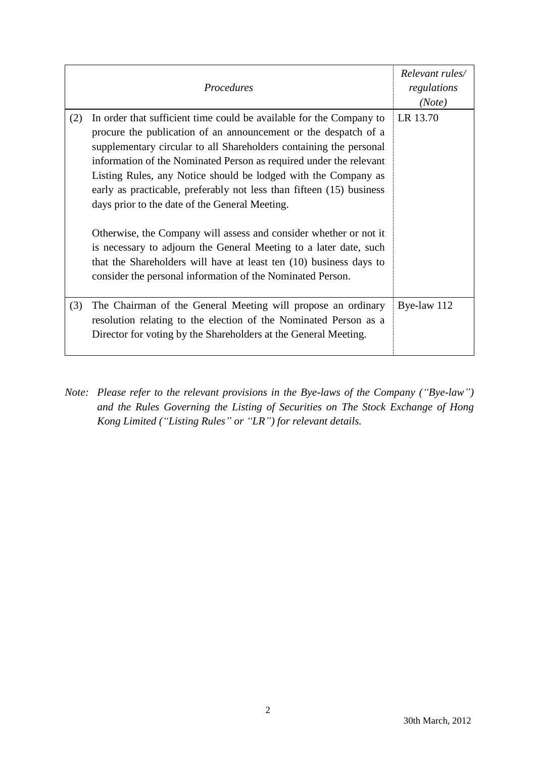| | Procedures | Relevant rules/ regulations (Note) |
|---|---|---|
| (2) | In order that sufficient time could be available for the Company to procure the publication of an announcement or the despatch of a supplementary circular to all Shareholders containing the personal information of the Nominated Person as required under the relevant Listing Rules, any Notice should be lodged with the Company as early as practicable, preferably not less than fifteen (15) business days prior to the date of the General Meeting.<br><br>Otherwise, the Company will assess and consider whether or not it is necessary to adjourn the General Meeting to a later date, such that the Shareholders will have at least ten (10) business days to consider the personal information of the Nominated Person. | LR 13.70 |
| (3) | The Chairman of the General Meeting will propose an ordinary resolution relating to the election of the Nominated Person as a Director for voting by the Shareholders at the General Meeting. | Bye-law 112 |

*Note: Please refer to the relevant provisions in the Bye-laws of the Company ("Bye-law") and the Rules Governing the Listing of Securities on The Stock Exchange of Hong Kong Limited ("Listing Rules" or "LR") for relevant details.*

30th March, 2012